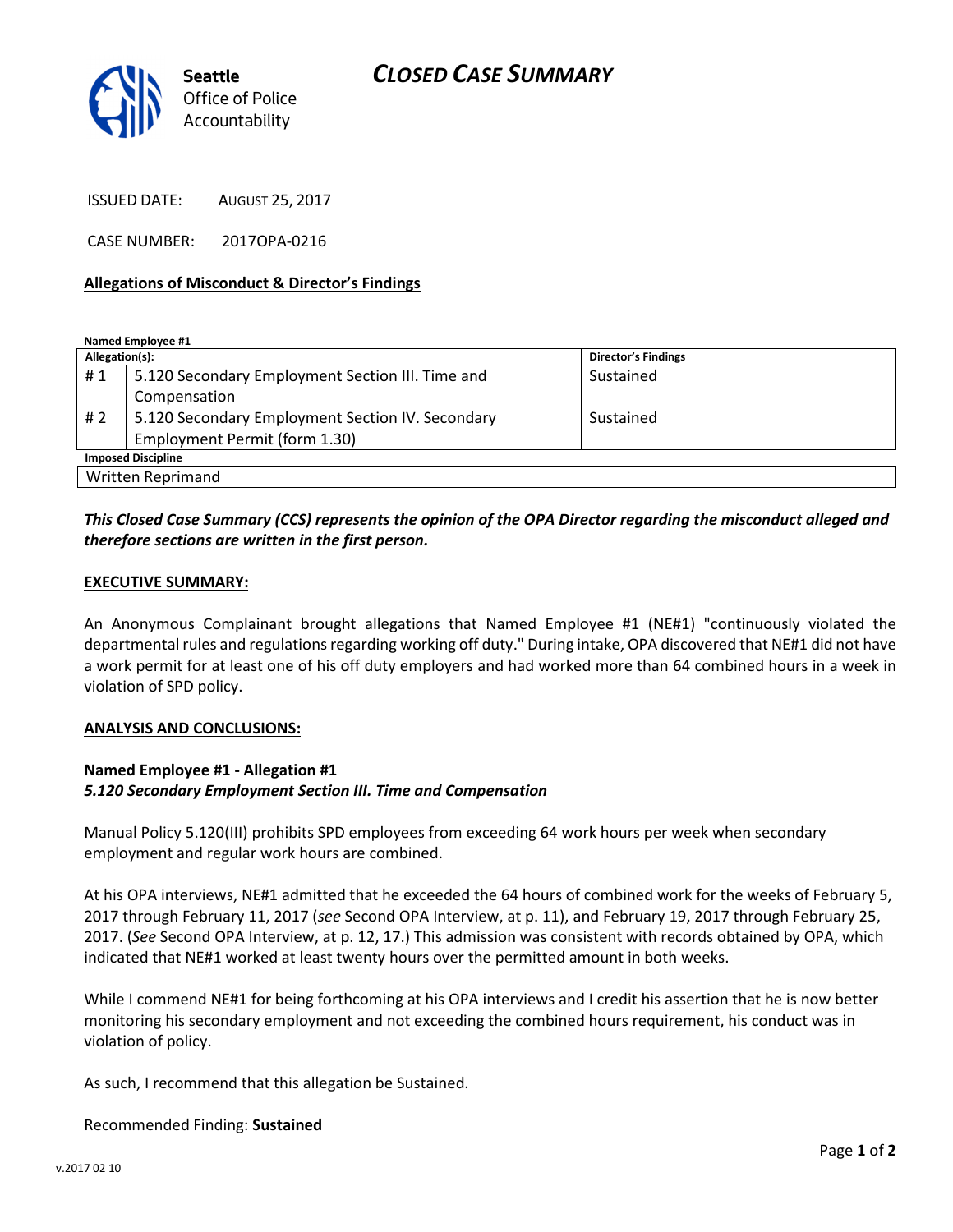Seattle Office of Police Accountability

# CLOSED CASE SUMMARY

ISSUED DATE: AUGUST 25, 2017

CASE NUMBER: 2017OPA-0216

**Allegations of Misconduct & Director's Findings**

**Named Employee #1**

| Allegation(s): | | Director's Findings |
|---|---|---|
| # 1 | 5.120 Secondary Employment Section III. Time and Compensation | Sustained |
| # 2 | 5.120 Secondary Employment Section IV. Secondary Employment Permit (form 1.30) | Sustained |
| **Imposed Discipline** | | |
| Written Reprimand | | |

***This Closed Case Summary (CCS) represents the opinion of the OPA Director regarding the misconduct alleged and therefore sections are written in the first person.***

**EXECUTIVE SUMMARY:**

An Anonymous Complainant brought allegations that Named Employee #1 (NE#1) "continuously violated the departmental rules and regulations regarding working off duty." During intake, OPA discovered that NE#1 did not have a work permit for at least one of his off duty employers and had worked more than 64 combined hours in a week in violation of SPD policy.

**ANALYSIS AND CONCLUSIONS:**

**Named Employee #1 - Allegation #1**
***5.120 Secondary Employment Section III. Time and Compensation***

Manual Policy 5.120(III) prohibits SPD employees from exceeding 64 work hours per week when secondary employment and regular work hours are combined.

At his OPA interviews, NE#1 admitted that he exceeded the 64 hours of combined work for the weeks of February 5, 2017 through February 11, 2017 (*see* Second OPA Interview, at p. 11), and February 19, 2017 through February 25, 2017. (*See* Second OPA Interview, at p. 12, 17.) This admission was consistent with records obtained by OPA, which indicated that NE#1 worked at least twenty hours over the permitted amount in both weeks.

While I commend NE#1 for being forthcoming at his OPA interviews and I credit his assertion that he is now better monitoring his secondary employment and not exceeding the combined hours requirement, his conduct was in violation of policy.

As such, I recommend that this allegation be Sustained.

Recommended Finding: **Sustained**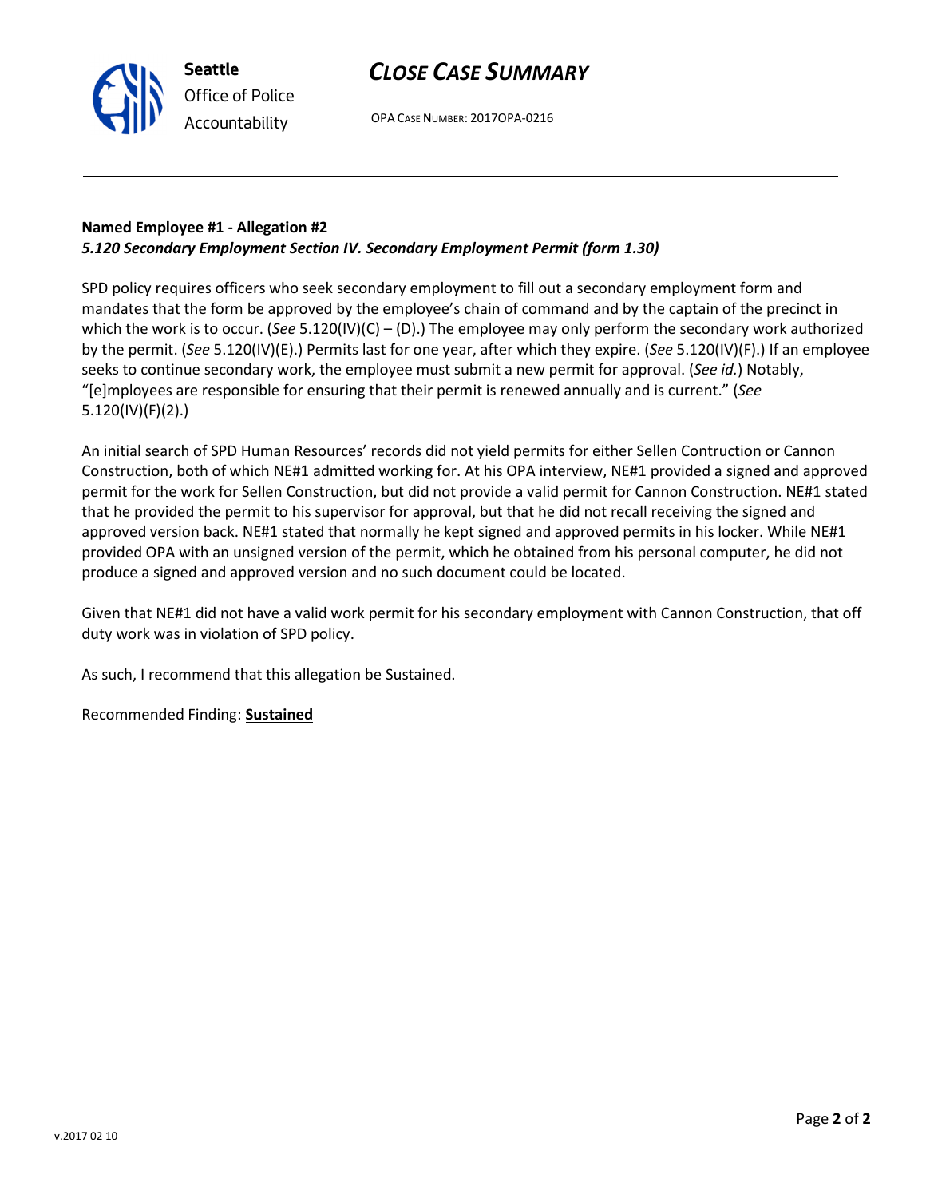**Named Employee #1 - Allegation #2**
***5.120 Secondary Employment Section IV. Secondary Employment Permit (form 1.30)***

SPD policy requires officers who seek secondary employment to fill out a secondary employment form and mandates that the form be approved by the employee's chain of command and by the captain of the precinct in which the work is to occur. (*See* 5.120(IV)(C) – (D).) The employee may only perform the secondary work authorized by the permit. (*See* 5.120(IV)(E).) Permits last for one year, after which they expire. (*See* 5.120(IV)(F).) If an employee seeks to continue secondary work, the employee must submit a new permit for approval. (*See id.*) Notably, "[e]mployees are responsible for ensuring that their permit is renewed annually and is current." (*See* 5.120(IV)(F)(2).)

An initial search of SPD Human Resources' records did not yield permits for either Sellen Contruction or Cannon Construction, both of which NE#1 admitted working for. At his OPA interview, NE#1 provided a signed and approved permit for the work for Sellen Construction, but did not provide a valid permit for Cannon Construction. NE#1 stated that he provided the permit to his supervisor for approval, but that he did not recall receiving the signed and approved version back. NE#1 stated that normally he kept signed and approved permits in his locker. While NE#1 provided OPA with an unsigned version of the permit, which he obtained from his personal computer, he did not produce a signed and approved version and no such document could be located.

Given that NE#1 did not have a valid work permit for his secondary employment with Cannon Construction, that off duty work was in violation of SPD policy.

As such, I recommend that this allegation be Sustained.

Recommended Finding: **<u>Sustained</u>**